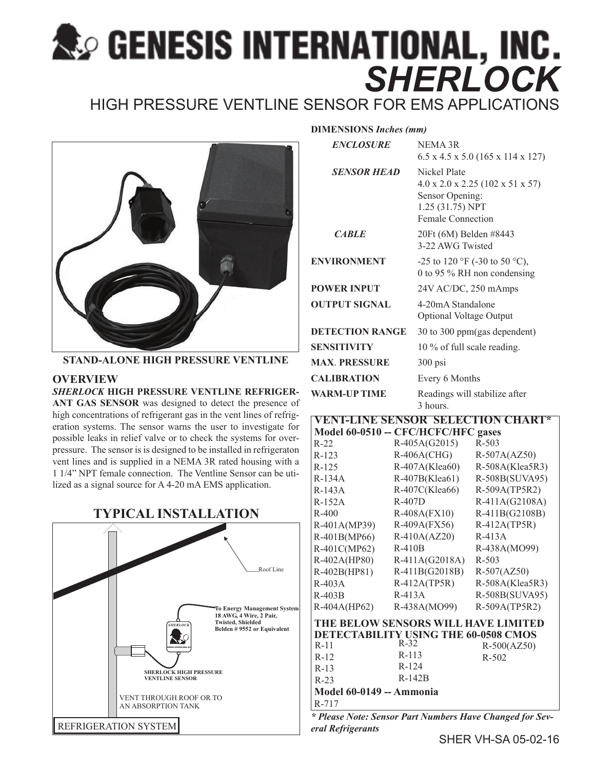# GENESIS INTERNATIONAL, INC.

## *SHERLOCK*

## HIGH PRESSURE VENTLINE SENSOR FOR EMS APPLICATIONS

**STAND-ALONE HIGH PRESSURE VENTLINE**

### OVERVIEW

***SHERLOCK* HIGH PRESSURE VENTLINE REFRIGERANT GAS SENSOR** was designed to detect the presence of high concentrations of refrigerant gas in the vent lines of refrigeration systems. The sensor warns the user to investigate for possible leaks in relief valve or to check the systems for overpressure. The sensor is is designed to be installed in refrigeraton vent lines and is supplied in a NEMA 3R rated housing with a 1 1/4" NPT female connection. The Ventline Sensor can be utilized as a signal source for A 4-20 mA EMS application.

### TYPICAL INSTALLATION

Roof Line

**To Energy Management System 18 AWG, 4 Wire, 2 Pair, Twisted, Shielded Belden # 9552 or Equivalent**

**SHERLOCK HIGH PRESSURE VENTLINE SENSOR**

VENT THROUGH ROOF OR TO AN ABSORPTION TANK

REFRIGERATION SYSTEM

**DIMENSIONS** *Inches (mm)*

| | |
|---|---|
| ***ENCLOSURE*** | NEMA 3R<br>6.5 x 4.5 x 5.0 (165 x 114 x 127) |
| ***SENSOR HEAD*** | Nickel Plate<br>4.0 x 2.0 x 2.25 (102 x 51 x 57)<br>Sensor Opening:<br>1.25 (31.75) NPT<br>Female Connection |
| ***CABLE*** | 20Ft (6M) Belden #8443<br>3-22 AWG Twisted |
| **ENVIRONMENT** | -25 to 120 °F (-30 to 50 °C),<br>0 to 95 % RH non condensing |
| **POWER INPUT** | 24V AC/DC, 250 mAmps |
| **OUTPUT SIGNAL** | 4-20mA Standalone<br>Optional Voltage Output |
| **DETECTION RANGE** | 30 to 300 ppm(gas dependent) |
| **SENSITIVITY** | 10 % of full scale reading. |
| **MAX. PRESSURE** | 300 psi |
| **CALIBRATION** | Every 6 Months |
| **WARM-UP TIME** | Readings will stabilize after 3 hours. |

### VENT-LINE SENSOR SELECTION CHART*

**Model 60-0510 -- CFC/HCFC/HFC gases**

| | | |
|---|---|---|
| R-22 | R-405A(G2015) | R-503 |
| R-123 | R-406A(CHG) | R-507A(AZ50) |
| R-125 | R-407A(Klea60) | R-508A(Klea5R3) |
| R-134A | R-407B(Klea61) | R-508B(SUVA95) |
| R-143A | R-407C(Klea66) | R-509A(TP5R2) |
| R-152A | R-407D | R-411A(G2108A) |
| R-400 | R-408A(FX10) | R-411B(G2108B) |
| R-401A(MP39) | R-409A(FX56) | R-412A(TP5R) |
| R-401B(MP66) | R-410A(AZ20) | R-413A |
| R-401C(MP62) | R-410B | R-438A(MO99) |
| R-402A(HP80) | R-411A(G2018A) | R-503 |
| R-402B(HP81) | R-411B(G2018B) | R-507(AZ50) |
| R-403A | R-412A(TP5R) | R-508A(Klea5R3) |
| R-403B | R-413A | R-508B(SUVA95) |
| R-404A(HP62) | R-438A(MO99) | R-509A(TP5R2) |

**THE BELOW SENSORS WILL HAVE LIMITED DETECTABILITY USING THE 60-0508 CMOS**

| | | |
|---|---|---|
| R-11 | R-32 | R-500(AZ50) |
| R-12 | R-113 | R-502 |
| R-13 | R-124 | |
| R-23 | R-142B | |

**Model 60-0149 -- Ammonia**

R-717

***\* Please Note: Sensor Part Numbers Have Changed for Several Refrigerants***

SHER VH-SA 05-02-16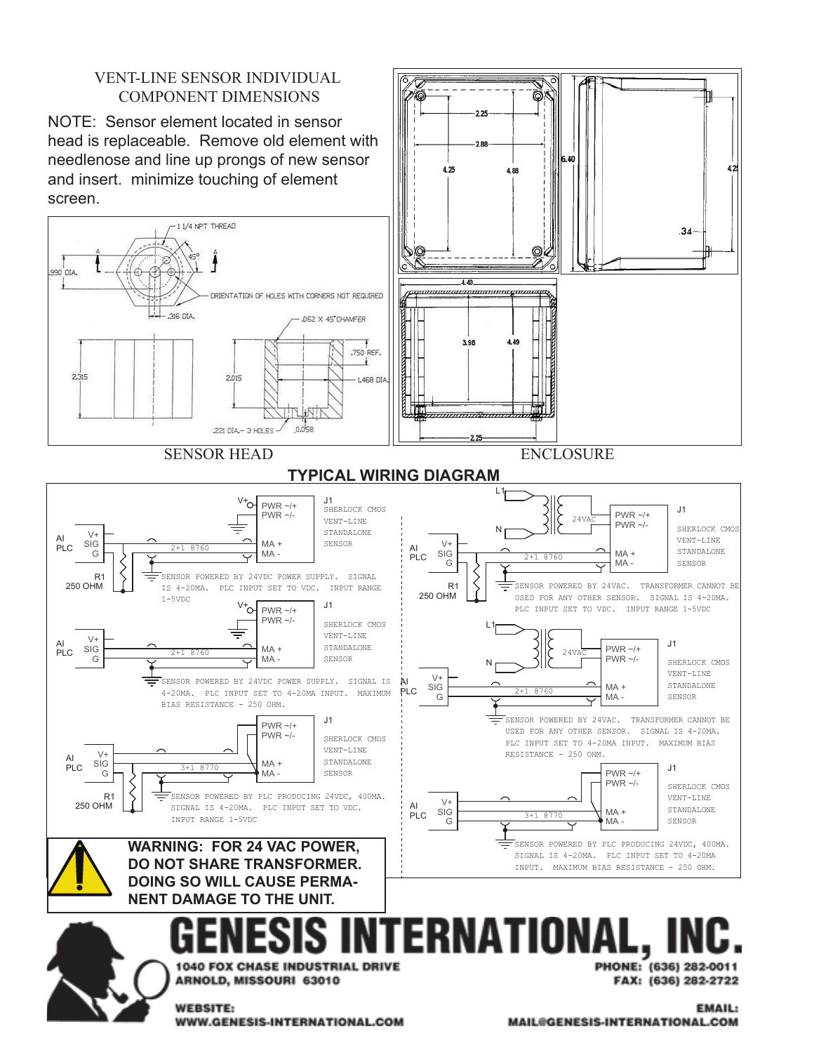# VENT-LINE SENSOR INDIVIDUAL COMPONENT DIMENSIONS

NOTE: Sensor element located in sensor head is replaceable. Remove old element with needlenose and line up prongs of new sensor and insert. minimize touching of element screen.

1 1/4 NPT THREAD

45°

.990 DIA.

ORIENTATION OF HOLES WITH CORNERS NOT REQUIRED

.316 DIA.

.062 X 45° CHAMFER

.750 REF.

2.315

2.015

1.468 DIA.

.221 DIA.– 3 HOLES

.058

SENSOR HEAD

2.25

2.88

4.25

4.88

6.40

4.25

.34

4.40

3.98

4.49

2.25

ENCLOSURE

## TYPICAL WIRING DIAGRAM

V+

PWR ~/+

PWR ~/-

J1

SHERLOCK CMOS VENT-LINE STANDALONE SENSOR

AI PLC

V+ SIG G

2+1 8760

MA +

MA -

R1 250 OHM

SENSOR POWERED BY 24VDC POWER SUPPLY. SIGNAL IS 4-20MA. PLC INPUT SET TO VDC. INPUT RANGE 1-5VDC

V+

PWR ~/+

PWR ~/-

J1

SHERLOCK CMOS VENT-LINE STANDALONE SENSOR

AI PLC

V+ SIG G

2+1 8760

MA +

MA -

SENSOR POWERED BY 24VDC POWER SUPPLY. SIGNAL IS 4-20MA. PLC INPUT SET TO 4-20MA INPUT. MAXIMUM BIAS RESISTANCE - 250 OHM.

PWR ~/+

PWR ~/-

J1

SHERLOCK CMOS VENT-LINE STANDALONE SENSOR

AI PLC

V+ SIG G

3+1 8770

MA +

MA -

R1 250 OHM

SENSOR POWERED BY PLC PRODUCING 24VDC, 400MA. SIGNAL IS 4-20MA. PLC INPUT SET TO VDC. INPUT RANGE 1-5VDC

L1

N

24VAC

PWR ~/+

PWR ~/-

J1

SHERLOCK CMOS VENT-LINE STANDALONE SENSOR

AI PLC

V+ SIG G

2+1 8760

MA +

MA -

R1 250 OHM

SENSOR POWERED BY 24VAC. TRANSFORMER CANNOT BE USED FOR ANY OTHER SENSOR. SIGNAL IS 4-20MA. PLC INPUT SET TO VDC. INPUT RANGE 1-5VDC

L1

N

24VAC

PWR ~/+

PWR ~/-

J1

SHERLOCK CMOS VENT-LINE STANDALONE SENSOR

AI PLC

V+ SIG G

2+1 8760

MA +

MA -

SENSOR POWERED BY 24VAC. TRANSFORMER CANNOT BE USED FOR ANY OTHER SENSOR. SIGNAL IS 4-20MA. PLC INPUT SET TO 4-20MA INPUT. MAXIMUM BIAS RESISTANCE - 250 OHM.

PWR ~/+

PWR ~/-

J1

SHERLOCK CMOS VENT-LINE STANDALONE SENSOR

AI PLC

V+ SIG G

3+1 8770

MA +

MA -

SENSOR POWERED BY PLC PRODUCING 24VDC, 400MA. SIGNAL IS 4-20MA. PLC INPUT SET TO 4-20MA INPUT. MAXIMUM BIAS RESISTANCE - 250 OHM.

**WARNING: FOR 24 VAC POWER, DO NOT SHARE TRANSFORMER. DOING SO WILL CAUSE PERMANENT DAMAGE TO THE UNIT.**

# GENESIS INTERNATIONAL, INC.

**1040 FOX CHASE INDUSTRIAL DRIVE**
**ARNOLD, MISSOURI 63010**

**PHONE: (636) 282-0011**
**FAX: (636) 282-2722**

**WEBSITE:**
**WWW.GENESIS-INTERNATIONAL.COM**

**EMAIL:**
**MAIL@GENESIS-INTERNATIONAL.COM**